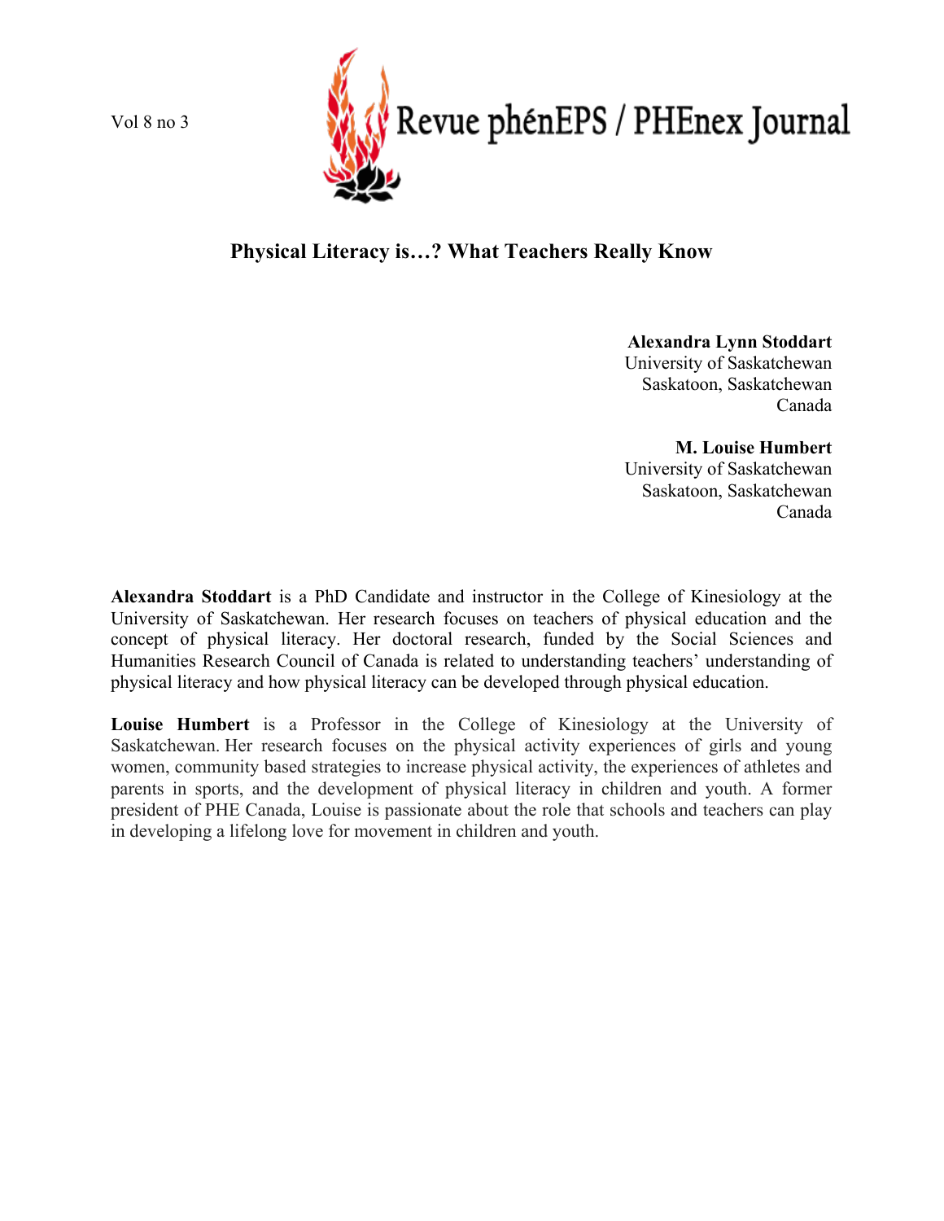# Physical Literacy is…? What Teachers Really Know

**Alexandra Lynn Stoddart**
University of Saskatchewan
Saskatoon, Saskatchewan
Canada

**M. Louise Humbert**
University of Saskatchewan
Saskatoon, Saskatchewan
Canada

**Alexandra Stoddart** is a PhD Candidate and instructor in the College of Kinesiology at the University of Saskatchewan. Her research focuses on teachers of physical education and the concept of physical literacy. Her doctoral research, funded by the Social Sciences and Humanities Research Council of Canada is related to understanding teachers' understanding of physical literacy and how physical literacy can be developed through physical education.

**Louise Humbert** is a Professor in the College of Kinesiology at the University of Saskatchewan. Her research focuses on the physical activity experiences of girls and young women, community based strategies to increase physical activity, the experiences of athletes and parents in sports, and the development of physical literacy in children and youth. A former president of PHE Canada, Louise is passionate about the role that schools and teachers can play in developing a lifelong love for movement in children and youth.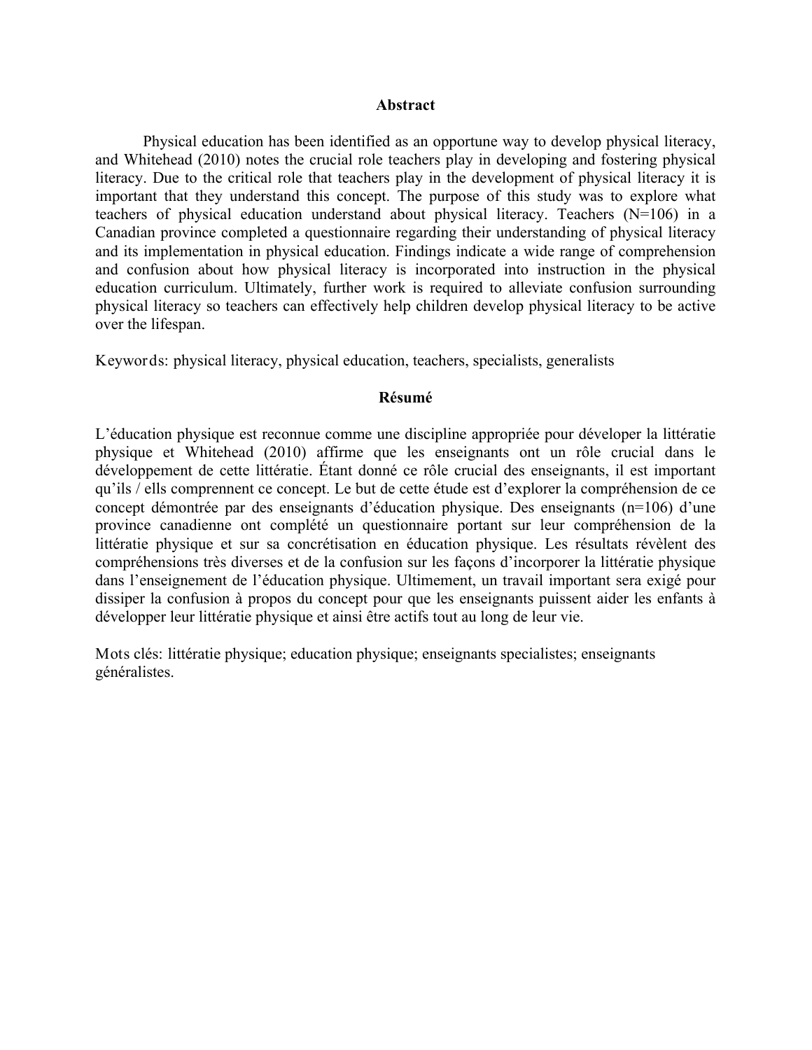## Abstract

Physical education has been identified as an opportune way to develop physical literacy, and Whitehead (2010) notes the crucial role teachers play in developing and fostering physical literacy. Due to the critical role that teachers play in the development of physical literacy it is important that they understand this concept. The purpose of this study was to explore what teachers of physical education understand about physical literacy. Teachers (N=106) in a Canadian province completed a questionnaire regarding their understanding of physical literacy and its implementation in physical education. Findings indicate a wide range of comprehension and confusion about how physical literacy is incorporated into instruction in the physical education curriculum. Ultimately, further work is required to alleviate confusion surrounding physical literacy so teachers can effectively help children develop physical literacy to be active over the lifespan.

Keywords: physical literacy, physical education, teachers, specialists, generalists

## Résumé

L'éducation physique est reconnue comme une discipline appropriée pour développer la littératie physique et Whitehead (2010) affirme que les enseignants ont un rôle crucial dans le développement de cette littératie. Étant donné ce rôle crucial des enseignants, il est important qu'ils / ells comprennent ce concept. Le but de cette étude est d'explorer la compréhension de ce concept démontrée par des enseignants d'éducation physique. Des enseignants (n=106) d'une province canadienne ont complété un questionnaire portant sur leur compréhension de la littératie physique et sur sa concrétisation en éducation physique. Les résultats révèlent des compréhensions très diverses et de la confusion sur les façons d'incorporer la littératie physique dans l'enseignement de l'éducation physique. Ultimement, un travail important sera exigé pour dissiper la confusion à propos du concept pour que les enseignants puissent aider les enfants à développer leur littératie physique et ainsi être actifs tout au long de leur vie.

Mots clés: littératie physique; education physique; enseignants specialistes; enseignants généralistes.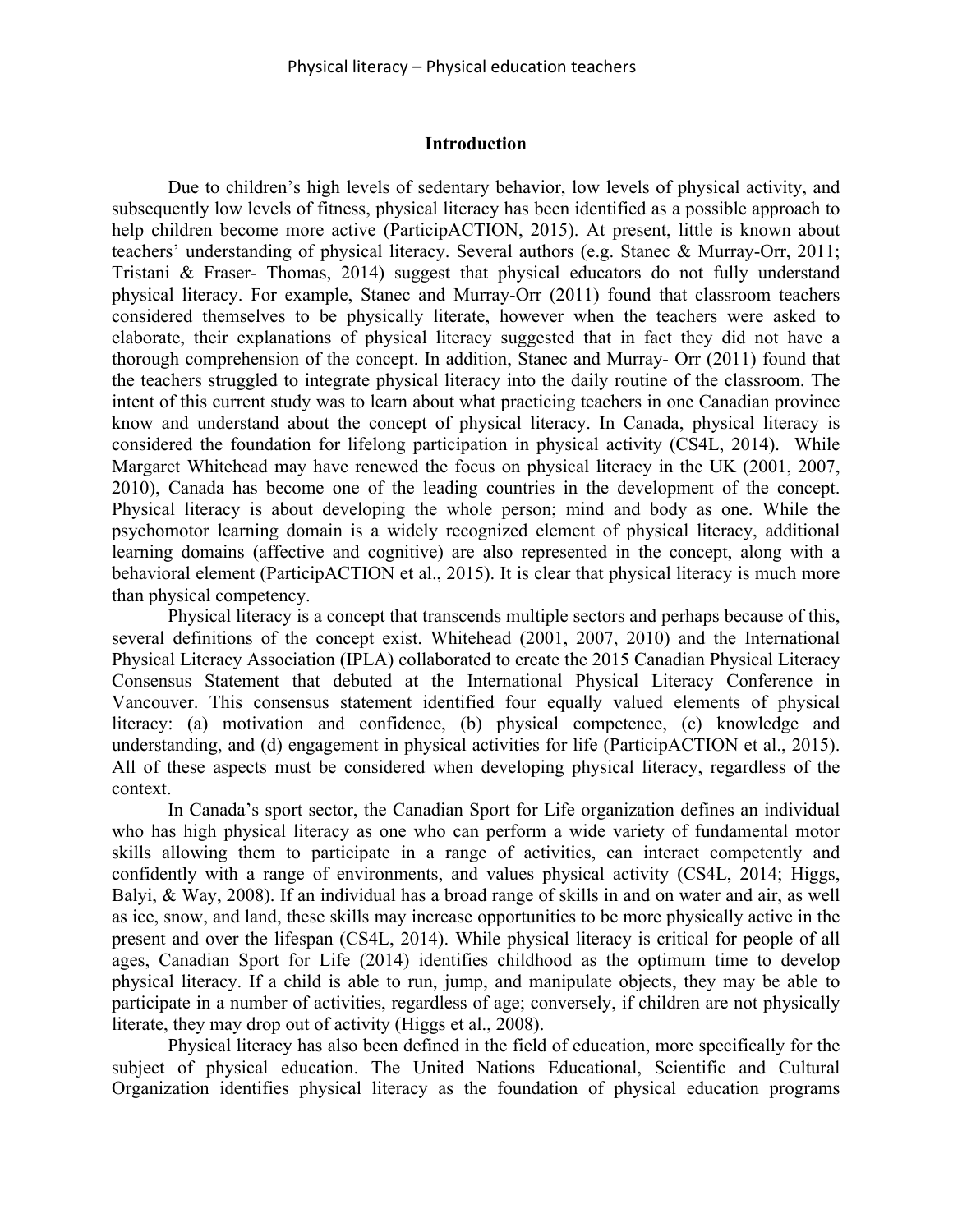## Introduction

Due to children's high levels of sedentary behavior, low levels of physical activity, and subsequently low levels of fitness, physical literacy has been identified as a possible approach to help children become more active (ParticipACTION, 2015). At present, little is known about teachers' understanding of physical literacy. Several authors (e.g. Stanec & Murray-Orr, 2011; Tristani & Fraser- Thomas, 2014) suggest that physical educators do not fully understand physical literacy. For example, Stanec and Murray-Orr (2011) found that classroom teachers considered themselves to be physically literate, however when the teachers were asked to elaborate, their explanations of physical literacy suggested that in fact they did not have a thorough comprehension of the concept. In addition, Stanec and Murray- Orr (2011) found that the teachers struggled to integrate physical literacy into the daily routine of the classroom. The intent of this current study was to learn about what practicing teachers in one Canadian province know and understand about the concept of physical literacy. In Canada, physical literacy is considered the foundation for lifelong participation in physical activity (CS4L, 2014). While Margaret Whitehead may have renewed the focus on physical literacy in the UK (2001, 2007, 2010), Canada has become one of the leading countries in the development of the concept. Physical literacy is about developing the whole person; mind and body as one. While the psychomotor learning domain is a widely recognized element of physical literacy, additional learning domains (affective and cognitive) are also represented in the concept, along with a behavioral element (ParticipACTION et al., 2015). It is clear that physical literacy is much more than physical competency.

Physical literacy is a concept that transcends multiple sectors and perhaps because of this, several definitions of the concept exist. Whitehead (2001, 2007, 2010) and the International Physical Literacy Association (IPLA) collaborated to create the 2015 Canadian Physical Literacy Consensus Statement that debuted at the International Physical Literacy Conference in Vancouver. This consensus statement identified four equally valued elements of physical literacy: (a) motivation and confidence, (b) physical competence, (c) knowledge and understanding, and (d) engagement in physical activities for life (ParticipACTION et al., 2015). All of these aspects must be considered when developing physical literacy, regardless of the context.

In Canada's sport sector, the Canadian Sport for Life organization defines an individual who has high physical literacy as one who can perform a wide variety of fundamental motor skills allowing them to participate in a range of activities, can interact competently and confidently with a range of environments, and values physical activity (CS4L, 2014; Higgs, Balyi, & Way, 2008). If an individual has a broad range of skills in and on water and air, as well as ice, snow, and land, these skills may increase opportunities to be more physically active in the present and over the lifespan (CS4L, 2014). While physical literacy is critical for people of all ages, Canadian Sport for Life (2014) identifies childhood as the optimum time to develop physical literacy. If a child is able to run, jump, and manipulate objects, they may be able to participate in a number of activities, regardless of age; conversely, if children are not physically literate, they may drop out of activity (Higgs et al., 2008).

Physical literacy has also been defined in the field of education, more specifically for the subject of physical education. The United Nations Educational, Scientific and Cultural Organization identifies physical literacy as the foundation of physical education programs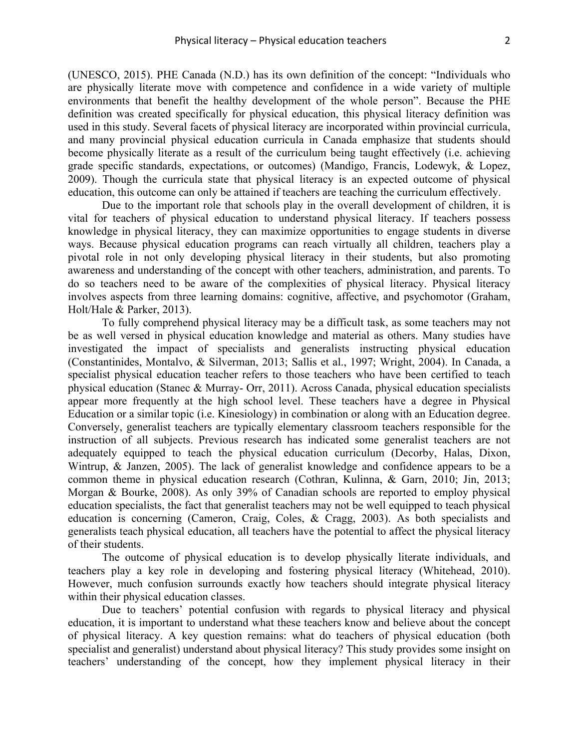(UNESCO, 2015). PHE Canada (N.D.) has its own definition of the concept: "Individuals who are physically literate move with competence and confidence in a wide variety of multiple environments that benefit the healthy development of the whole person". Because the PHE definition was created specifically for physical education, this physical literacy definition was used in this study. Several facets of physical literacy are incorporated within provincial curricula, and many provincial physical education curricula in Canada emphasize that students should become physically literate as a result of the curriculum being taught effectively (i.e. achieving grade specific standards, expectations, or outcomes) (Mandigo, Francis, Lodewyk, & Lopez, 2009). Though the curricula state that physical literacy is an expected outcome of physical education, this outcome can only be attained if teachers are teaching the curriculum effectively.

Due to the important role that schools play in the overall development of children, it is vital for teachers of physical education to understand physical literacy. If teachers possess knowledge in physical literacy, they can maximize opportunities to engage students in diverse ways. Because physical education programs can reach virtually all children, teachers play a pivotal role in not only developing physical literacy in their students, but also promoting awareness and understanding of the concept with other teachers, administration, and parents. To do so teachers need to be aware of the complexities of physical literacy. Physical literacy involves aspects from three learning domains: cognitive, affective, and psychomotor (Graham, Holt/Hale & Parker, 2013).

To fully comprehend physical literacy may be a difficult task, as some teachers may not be as well versed in physical education knowledge and material as others. Many studies have investigated the impact of specialists and generalists instructing physical education (Constantinides, Montalvo, & Silverman, 2013; Sallis et al., 1997; Wright, 2004). In Canada, a specialist physical education teacher refers to those teachers who have been certified to teach physical education (Stanec & Murray- Orr, 2011). Across Canada, physical education specialists appear more frequently at the high school level. These teachers have a degree in Physical Education or a similar topic (i.e. Kinesiology) in combination or along with an Education degree. Conversely, generalist teachers are typically elementary classroom teachers responsible for the instruction of all subjects. Previous research has indicated some generalist teachers are not adequately equipped to teach the physical education curriculum (Decorby, Halas, Dixon, Wintrup, & Janzen, 2005). The lack of generalist knowledge and confidence appears to be a common theme in physical education research (Cothran, Kulinna, & Garn, 2010; Jin, 2013; Morgan & Bourke, 2008). As only 39% of Canadian schools are reported to employ physical education specialists, the fact that generalist teachers may not be well equipped to teach physical education is concerning (Cameron, Craig, Coles, & Cragg, 2003). As both specialists and generalists teach physical education, all teachers have the potential to affect the physical literacy of their students.

The outcome of physical education is to develop physically literate individuals, and teachers play a key role in developing and fostering physical literacy (Whitehead, 2010). However, much confusion surrounds exactly how teachers should integrate physical literacy within their physical education classes.

Due to teachers' potential confusion with regards to physical literacy and physical education, it is important to understand what these teachers know and believe about the concept of physical literacy. A key question remains: what do teachers of physical education (both specialist and generalist) understand about physical literacy? This study provides some insight on teachers' understanding of the concept, how they implement physical literacy in their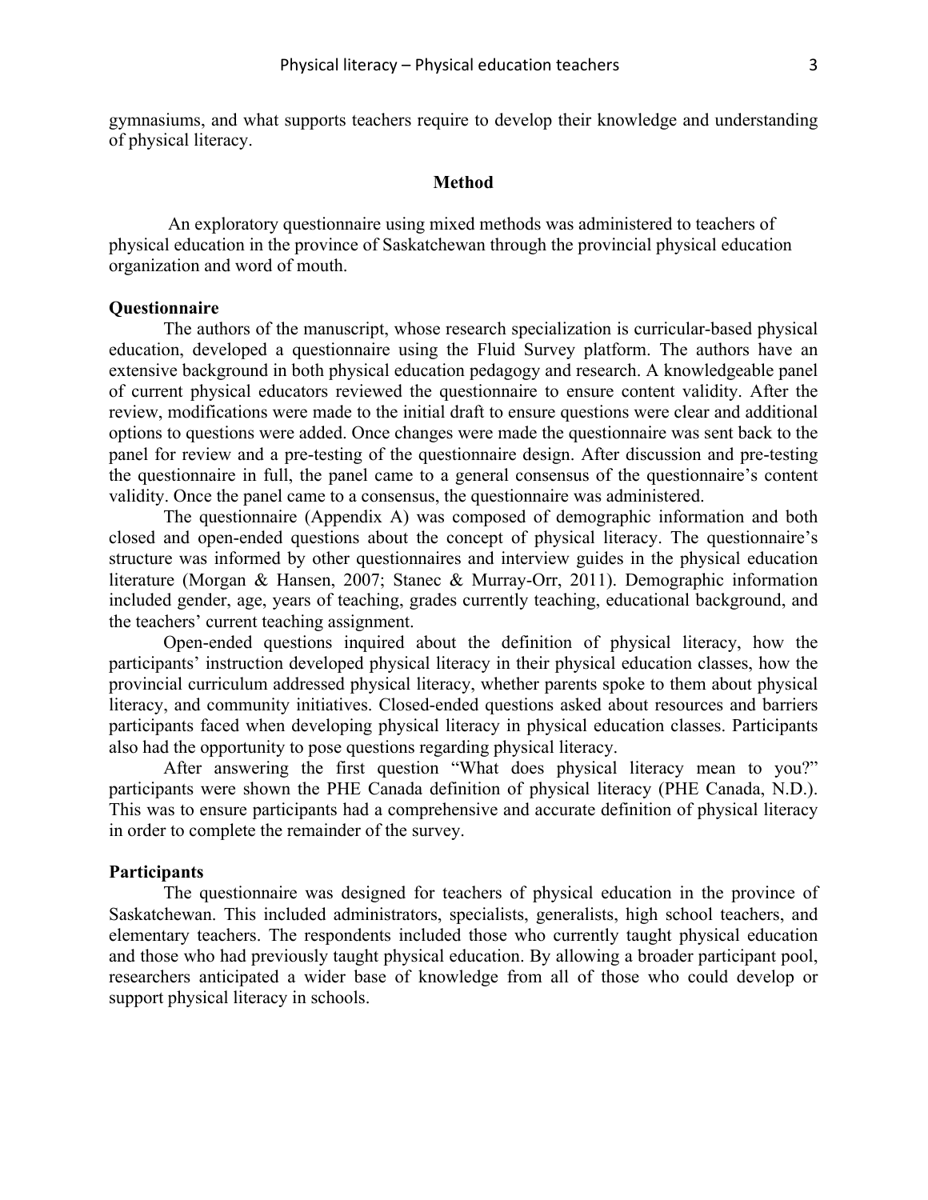gymnasiums, and what supports teachers require to develop their knowledge and understanding of physical literacy.

## Method

An exploratory questionnaire using mixed methods was administered to teachers of physical education in the province of Saskatchewan through the provincial physical education organization and word of mouth.

### Questionnaire

The authors of the manuscript, whose research specialization is curricular-based physical education, developed a questionnaire using the Fluid Survey platform. The authors have an extensive background in both physical education pedagogy and research. A knowledgeable panel of current physical educators reviewed the questionnaire to ensure content validity. After the review, modifications were made to the initial draft to ensure questions were clear and additional options to questions were added. Once changes were made the questionnaire was sent back to the panel for review and a pre-testing of the questionnaire design. After discussion and pre-testing the questionnaire in full, the panel came to a general consensus of the questionnaire's content validity. Once the panel came to a consensus, the questionnaire was administered.

The questionnaire (Appendix A) was composed of demographic information and both closed and open-ended questions about the concept of physical literacy. The questionnaire's structure was informed by other questionnaires and interview guides in the physical education literature (Morgan & Hansen, 2007; Stanec & Murray-Orr, 2011). Demographic information included gender, age, years of teaching, grades currently teaching, educational background, and the teachers' current teaching assignment.

Open-ended questions inquired about the definition of physical literacy, how the participants' instruction developed physical literacy in their physical education classes, how the provincial curriculum addressed physical literacy, whether parents spoke to them about physical literacy, and community initiatives. Closed-ended questions asked about resources and barriers participants faced when developing physical literacy in physical education classes. Participants also had the opportunity to pose questions regarding physical literacy.

After answering the first question "What does physical literacy mean to you?" participants were shown the PHE Canada definition of physical literacy (PHE Canada, N.D.). This was to ensure participants had a comprehensive and accurate definition of physical literacy in order to complete the remainder of the survey.

### Participants

The questionnaire was designed for teachers of physical education in the province of Saskatchewan. This included administrators, specialists, generalists, high school teachers, and elementary teachers. The respondents included those who currently taught physical education and those who had previously taught physical education. By allowing a broader participant pool, researchers anticipated a wider base of knowledge from all of those who could develop or support physical literacy in schools.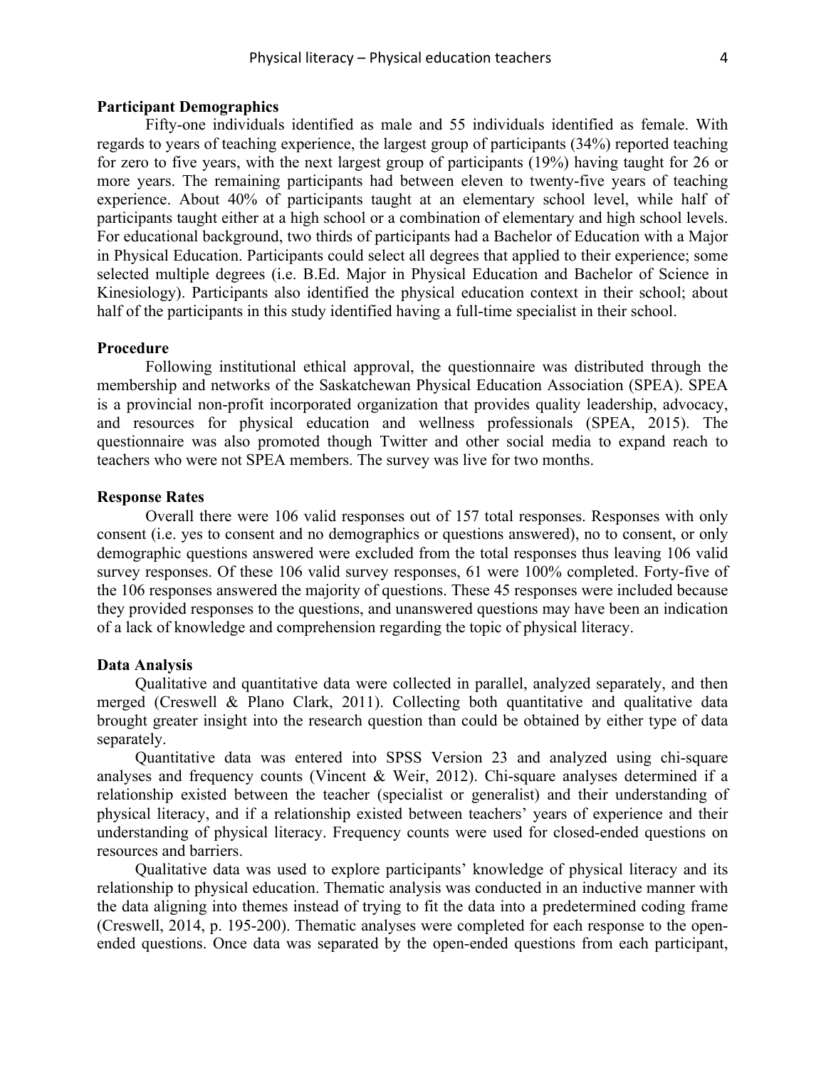**Participant Demographics**

Fifty-one individuals identified as male and 55 individuals identified as female. With regards to years of teaching experience, the largest group of participants (34%) reported teaching for zero to five years, with the next largest group of participants (19%) having taught for 26 or more years. The remaining participants had between eleven to twenty-five years of teaching experience. About 40% of participants taught at an elementary school level, while half of participants taught either at a high school or a combination of elementary and high school levels. For educational background, two thirds of participants had a Bachelor of Education with a Major in Physical Education. Participants could select all degrees that applied to their experience; some selected multiple degrees (i.e. B.Ed. Major in Physical Education and Bachelor of Science in Kinesiology). Participants also identified the physical education context in their school; about half of the participants in this study identified having a full-time specialist in their school.

**Procedure**

Following institutional ethical approval, the questionnaire was distributed through the membership and networks of the Saskatchewan Physical Education Association (SPEA). SPEA is a provincial non-profit incorporated organization that provides quality leadership, advocacy, and resources for physical education and wellness professionals (SPEA, 2015). The questionnaire was also promoted though Twitter and other social media to expand reach to teachers who were not SPEA members. The survey was live for two months.

**Response Rates**

Overall there were 106 valid responses out of 157 total responses. Responses with only consent (i.e. yes to consent and no demographics or questions answered), no to consent, or only demographic questions answered were excluded from the total responses thus leaving 106 valid survey responses. Of these 106 valid survey responses, 61 were 100% completed. Forty-five of the 106 responses answered the majority of questions. These 45 responses were included because they provided responses to the questions, and unanswered questions may have been an indication of a lack of knowledge and comprehension regarding the topic of physical literacy.

**Data Analysis**

Qualitative and quantitative data were collected in parallel, analyzed separately, and then merged (Creswell & Plano Clark, 2011). Collecting both quantitative and qualitative data brought greater insight into the research question than could be obtained by either type of data separately.

Quantitative data was entered into SPSS Version 23 and analyzed using chi-square analyses and frequency counts (Vincent & Weir, 2012). Chi-square analyses determined if a relationship existed between the teacher (specialist or generalist) and their understanding of physical literacy, and if a relationship existed between teachers' years of experience and their understanding of physical literacy. Frequency counts were used for closed-ended questions on resources and barriers.

Qualitative data was used to explore participants' knowledge of physical literacy and its relationship to physical education. Thematic analysis was conducted in an inductive manner with the data aligning into themes instead of trying to fit the data into a predetermined coding frame (Creswell, 2014, p. 195-200). Thematic analyses were completed for each response to the open-ended questions. Once data was separated by the open-ended questions from each participant,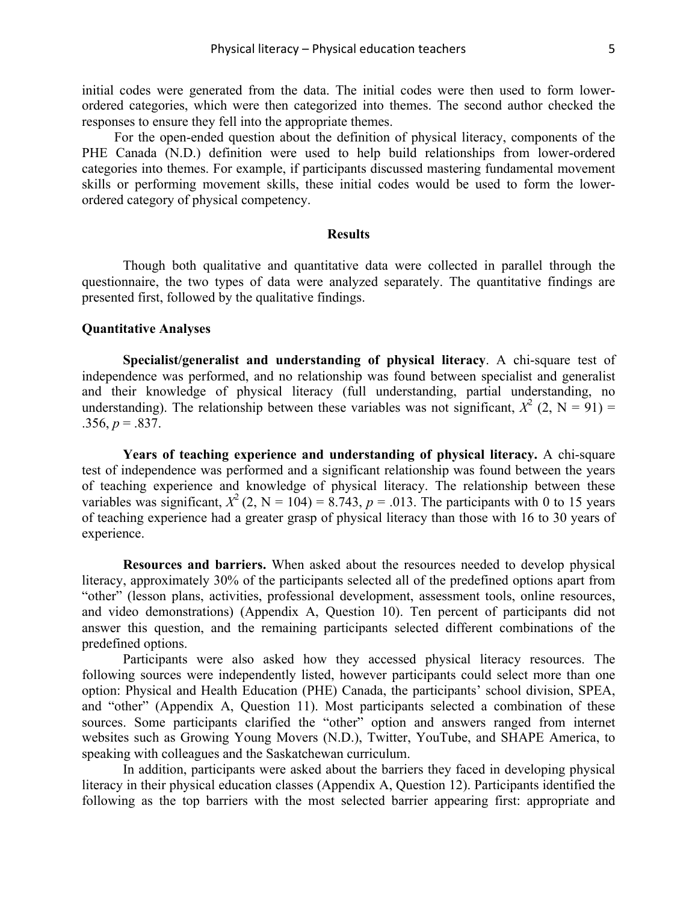initial codes were generated from the data. The initial codes were then used to form lower-ordered categories, which were then categorized into themes. The second author checked the responses to ensure they fell into the appropriate themes.

For the open-ended question about the definition of physical literacy, components of the PHE Canada (N.D.) definition were used to help build relationships from lower-ordered categories into themes. For example, if participants discussed mastering fundamental movement skills or performing movement skills, these initial codes would be used to form the lower-ordered category of physical competency.

## Results

Though both qualitative and quantitative data were collected in parallel through the questionnaire, the two types of data were analyzed separately. The quantitative findings are presented first, followed by the qualitative findings.

### Quantitative Analyses

**Specialist/generalist and understanding of physical literacy**. A chi-square test of independence was performed, and no relationship was found between specialist and generalist and their knowledge of physical literacy (full understanding, partial understanding, no understanding). The relationship between these variables was not significant, $X^2$ (2, N = 91) = .356, $p$ = .837.

**Years of teaching experience and understanding of physical literacy.** A chi-square test of independence was performed and a significant relationship was found between the years of teaching experience and knowledge of physical literacy. The relationship between these variables was significant, $X^2$ (2, N = 104) = 8.743, $p$ = .013. The participants with 0 to 15 years of teaching experience had a greater grasp of physical literacy than those with 16 to 30 years of experience.

**Resources and barriers.** When asked about the resources needed to develop physical literacy, approximately 30% of the participants selected all of the predefined options apart from "other" (lesson plans, activities, professional development, assessment tools, online resources, and video demonstrations) (Appendix A, Question 10). Ten percent of participants did not answer this question, and the remaining participants selected different combinations of the predefined options.

Participants were also asked how they accessed physical literacy resources. The following sources were independently listed, however participants could select more than one option: Physical and Health Education (PHE) Canada, the participants' school division, SPEA, and "other" (Appendix A, Question 11). Most participants selected a combination of these sources. Some participants clarified the "other" option and answers ranged from internet websites such as Growing Young Movers (N.D.), Twitter, YouTube, and SHAPE America, to speaking with colleagues and the Saskatchewan curriculum.

In addition, participants were asked about the barriers they faced in developing physical literacy in their physical education classes (Appendix A, Question 12). Participants identified the following as the top barriers with the most selected barrier appearing first: appropriate and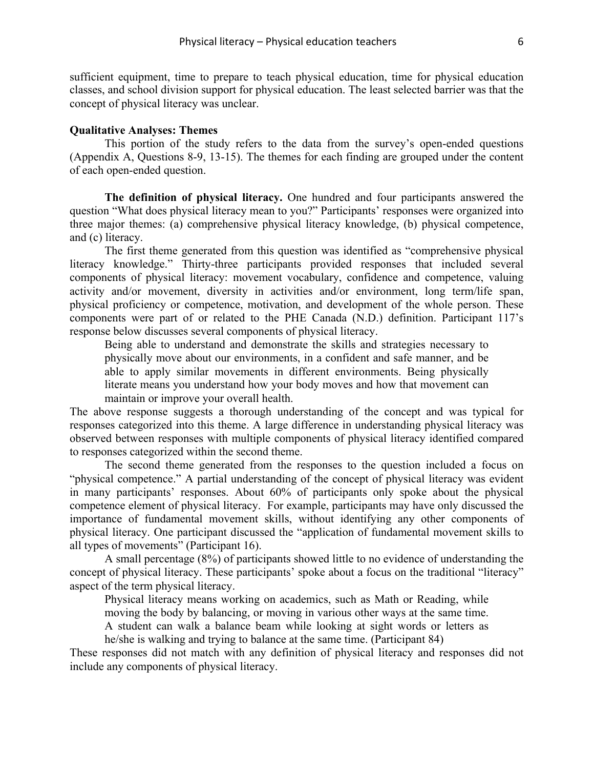sufficient equipment, time to prepare to teach physical education, time for physical education classes, and school division support for physical education. The least selected barrier was that the concept of physical literacy was unclear.

**Qualitative Analyses: Themes**

This portion of the study refers to the data from the survey's open-ended questions (Appendix A, Questions 8-9, 13-15). The themes for each finding are grouped under the content of each open-ended question.

**The definition of physical literacy.** One hundred and four participants answered the question "What does physical literacy mean to you?" Participants' responses were organized into three major themes: (a) comprehensive physical literacy knowledge, (b) physical competence, and (c) literacy.

The first theme generated from this question was identified as "comprehensive physical literacy knowledge." Thirty-three participants provided responses that included several components of physical literacy: movement vocabulary, confidence and competence, valuing activity and/or movement, diversity in activities and/or environment, long term/life span, physical proficiency or competence, motivation, and development of the whole person. These components were part of or related to the PHE Canada (N.D.) definition. Participant 117's response below discusses several components of physical literacy.

> Being able to understand and demonstrate the skills and strategies necessary to physically move about our environments, in a confident and safe manner, and be able to apply similar movements in different environments. Being physically literate means you understand how your body moves and how that movement can maintain or improve your overall health.

The above response suggests a thorough understanding of the concept and was typical for responses categorized into this theme. A large difference in understanding physical literacy was observed between responses with multiple components of physical literacy identified compared to responses categorized within the second theme.

The second theme generated from the responses to the question included a focus on "physical competence." A partial understanding of the concept of physical literacy was evident in many participants' responses. About 60% of participants only spoke about the physical competence element of physical literacy. For example, participants may have only discussed the importance of fundamental movement skills, without identifying any other components of physical literacy. One participant discussed the "application of fundamental movement skills to all types of movements" (Participant 16).

A small percentage (8%) of participants showed little to no evidence of understanding the concept of physical literacy. These participants' spoke about a focus on the traditional "literacy" aspect of the term physical literacy.

> Physical literacy means working on academics, such as Math or Reading, while moving the body by balancing, or moving in various other ways at the same time. A student can walk a balance beam while looking at sight words or letters as he/she is walking and trying to balance at the same time. (Participant 84)

These responses did not match with any definition of physical literacy and responses did not include any components of physical literacy.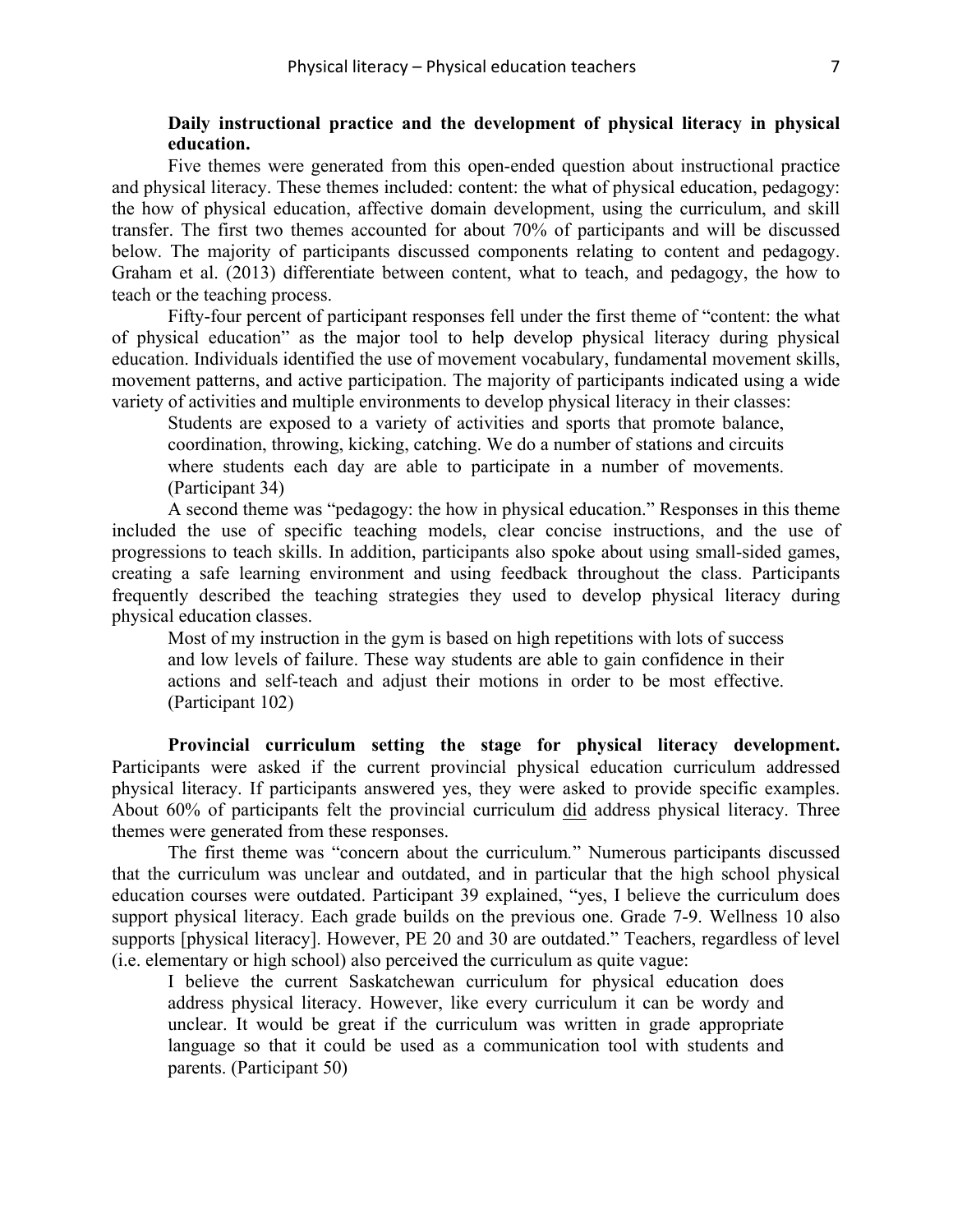**Daily instructional practice and the development of physical literacy in physical education.**

Five themes were generated from this open-ended question about instructional practice and physical literacy. These themes included: content: the what of physical education, pedagogy: the how of physical education, affective domain development, using the curriculum, and skill transfer. The first two themes accounted for about 70% of participants and will be discussed below. The majority of participants discussed components relating to content and pedagogy. Graham et al. (2013) differentiate between content, what to teach, and pedagogy, the how to teach or the teaching process.

Fifty-four percent of participant responses fell under the first theme of "content: the what of physical education" as the major tool to help develop physical literacy during physical education. Individuals identified the use of movement vocabulary, fundamental movement skills, movement patterns, and active participation. The majority of participants indicated using a wide variety of activities and multiple environments to develop physical literacy in their classes:

> Students are exposed to a variety of activities and sports that promote balance, coordination, throwing, kicking, catching. We do a number of stations and circuits where students each day are able to participate in a number of movements. (Participant 34)

A second theme was "pedagogy: the how in physical education." Responses in this theme included the use of specific teaching models, clear concise instructions, and the use of progressions to teach skills. In addition, participants also spoke about using small-sided games, creating a safe learning environment and using feedback throughout the class. Participants frequently described the teaching strategies they used to develop physical literacy during physical education classes.

> Most of my instruction in the gym is based on high repetitions with lots of success and low levels of failure. These way students are able to gain confidence in their actions and self-teach and adjust their motions in order to be most effective. (Participant 102)

**Provincial curriculum setting the stage for physical literacy development.** Participants were asked if the current provincial physical education curriculum addressed physical literacy. If participants answered yes, they were asked to provide specific examples. About 60% of participants felt the provincial curriculum <u>did</u> address physical literacy. Three themes were generated from these responses.

The first theme was "concern about the curriculum." Numerous participants discussed that the curriculum was unclear and outdated, and in particular that the high school physical education courses were outdated. Participant 39 explained, "yes, I believe the curriculum does support physical literacy. Each grade builds on the previous one. Grade 7-9. Wellness 10 also supports [physical literacy]. However, PE 20 and 30 are outdated." Teachers, regardless of level (i.e. elementary or high school) also perceived the curriculum as quite vague:

> I believe the current Saskatchewan curriculum for physical education does address physical literacy. However, like every curriculum it can be wordy and unclear. It would be great if the curriculum was written in grade appropriate language so that it could be used as a communication tool with students and parents. (Participant 50)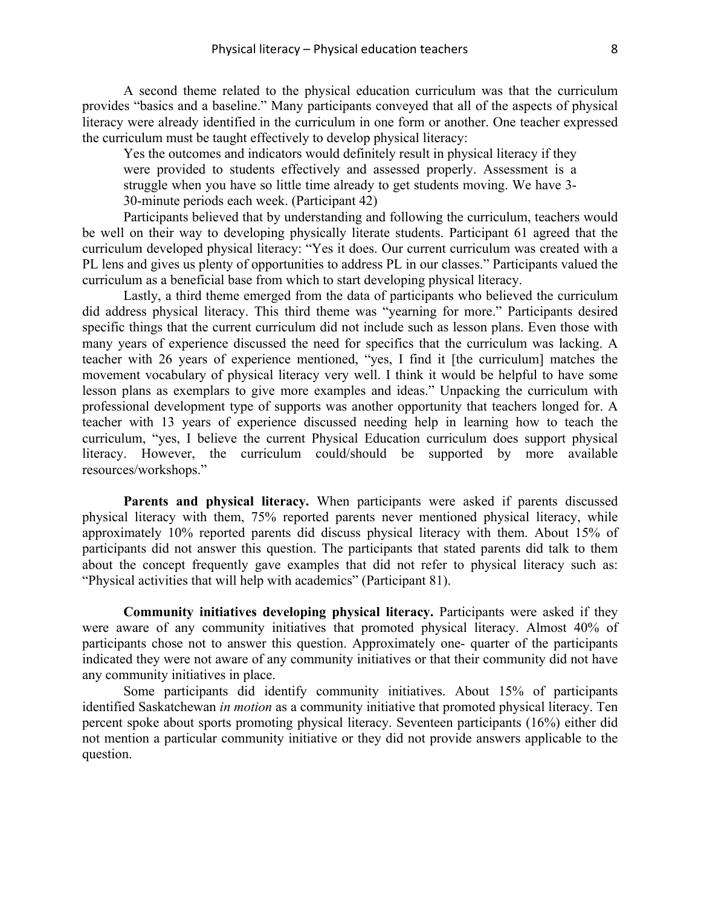A second theme related to the physical education curriculum was that the curriculum provides "basics and a baseline." Many participants conveyed that all of the aspects of physical literacy were already identified in the curriculum in one form or another. One teacher expressed the curriculum must be taught effectively to develop physical literacy:

> Yes the outcomes and indicators would definitely result in physical literacy if they were provided to students effectively and assessed properly. Assessment is a struggle when you have so little time already to get students moving. We have 3-30-minute periods each week. (Participant 42)

Participants believed that by understanding and following the curriculum, teachers would be well on their way to developing physically literate students. Participant 61 agreed that the curriculum developed physical literacy: "Yes it does. Our current curriculum was created with a PL lens and gives us plenty of opportunities to address PL in our classes." Participants valued the curriculum as a beneficial base from which to start developing physical literacy.

Lastly, a third theme emerged from the data of participants who believed the curriculum did address physical literacy. This third theme was "yearning for more." Participants desired specific things that the current curriculum did not include such as lesson plans. Even those with many years of experience discussed the need for specifics that the curriculum was lacking. A teacher with 26 years of experience mentioned, "yes, I find it [the curriculum] matches the movement vocabulary of physical literacy very well. I think it would be helpful to have some lesson plans as exemplars to give more examples and ideas." Unpacking the curriculum with professional development type of supports was another opportunity that teachers longed for. A teacher with 13 years of experience discussed needing help in learning how to teach the curriculum, "yes, I believe the current Physical Education curriculum does support physical literacy. However, the curriculum could/should be supported by more available resources/workshops."

**Parents and physical literacy.** When participants were asked if parents discussed physical literacy with them, 75% reported parents never mentioned physical literacy, while approximately 10% reported parents did discuss physical literacy with them. About 15% of participants did not answer this question. The participants that stated parents did talk to them about the concept frequently gave examples that did not refer to physical literacy such as: "Physical activities that will help with academics" (Participant 81).

**Community initiatives developing physical literacy.** Participants were asked if they were aware of any community initiatives that promoted physical literacy. Almost 40% of participants chose not to answer this question. Approximately one- quarter of the participants indicated they were not aware of any community initiatives or that their community did not have any community initiatives in place.

Some participants did identify community initiatives. About 15% of participants identified Saskatchewan *in motion* as a community initiative that promoted physical literacy. Ten percent spoke about sports promoting physical literacy. Seventeen participants (16%) either did not mention a particular community initiative or they did not provide answers applicable to the question.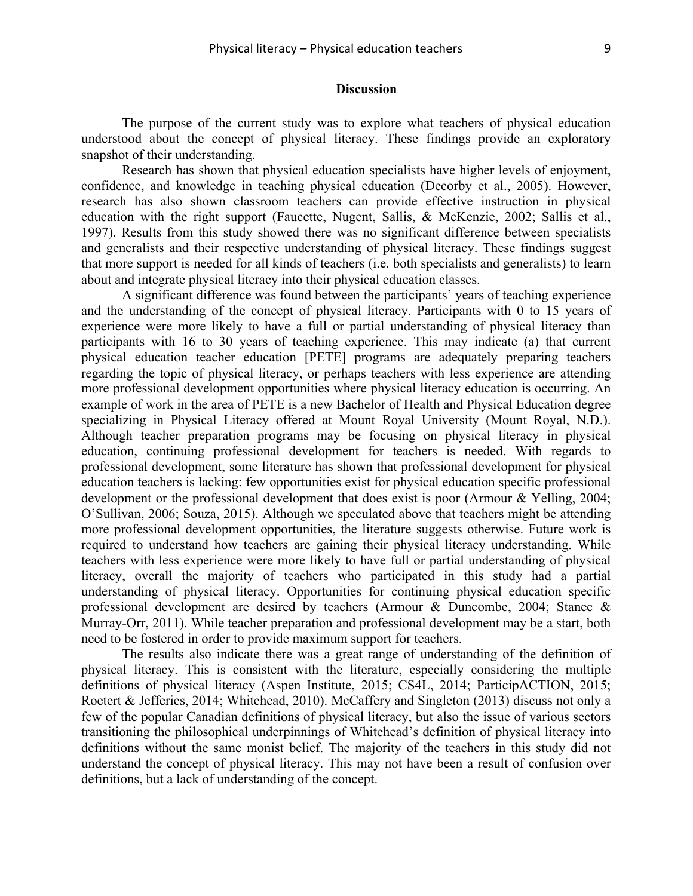## Discussion

The purpose of the current study was to explore what teachers of physical education understood about the concept of physical literacy. These findings provide an exploratory snapshot of their understanding.

Research has shown that physical education specialists have higher levels of enjoyment, confidence, and knowledge in teaching physical education (Decorby et al., 2005). However, research has also shown classroom teachers can provide effective instruction in physical education with the right support (Faucette, Nugent, Sallis, & McKenzie, 2002; Sallis et al., 1997). Results from this study showed there was no significant difference between specialists and generalists and their respective understanding of physical literacy. These findings suggest that more support is needed for all kinds of teachers (i.e. both specialists and generalists) to learn about and integrate physical literacy into their physical education classes.

A significant difference was found between the participants' years of teaching experience and the understanding of the concept of physical literacy. Participants with 0 to 15 years of experience were more likely to have a full or partial understanding of physical literacy than participants with 16 to 30 years of teaching experience. This may indicate (a) that current physical education teacher education [PETE] programs are adequately preparing teachers regarding the topic of physical literacy, or perhaps teachers with less experience are attending more professional development opportunities where physical literacy education is occurring. An example of work in the area of PETE is a new Bachelor of Health and Physical Education degree specializing in Physical Literacy offered at Mount Royal University (Mount Royal, N.D.). Although teacher preparation programs may be focusing on physical literacy in physical education, continuing professional development for teachers is needed. With regards to professional development, some literature has shown that professional development for physical education teachers is lacking: few opportunities exist for physical education specific professional development or the professional development that does exist is poor (Armour & Yelling, 2004; O'Sullivan, 2006; Souza, 2015). Although we speculated above that teachers might be attending more professional development opportunities, the literature suggests otherwise. Future work is required to understand how teachers are gaining their physical literacy understanding. While teachers with less experience were more likely to have full or partial understanding of physical literacy, overall the majority of teachers who participated in this study had a partial understanding of physical literacy. Opportunities for continuing physical education specific professional development are desired by teachers (Armour & Duncombe, 2004; Stanec & Murray-Orr, 2011). While teacher preparation and professional development may be a start, both need to be fostered in order to provide maximum support for teachers.

The results also indicate there was a great range of understanding of the definition of physical literacy. This is consistent with the literature, especially considering the multiple definitions of physical literacy (Aspen Institute, 2015; CS4L, 2014; ParticipACTION, 2015; Roetert & Jefferies, 2014; Whitehead, 2010). McCaffery and Singleton (2013) discuss not only a few of the popular Canadian definitions of physical literacy, but also the issue of various sectors transitioning the philosophical underpinnings of Whitehead's definition of physical literacy into definitions without the same monist belief. The majority of the teachers in this study did not understand the concept of physical literacy. This may not have been a result of confusion over definitions, but a lack of understanding of the concept.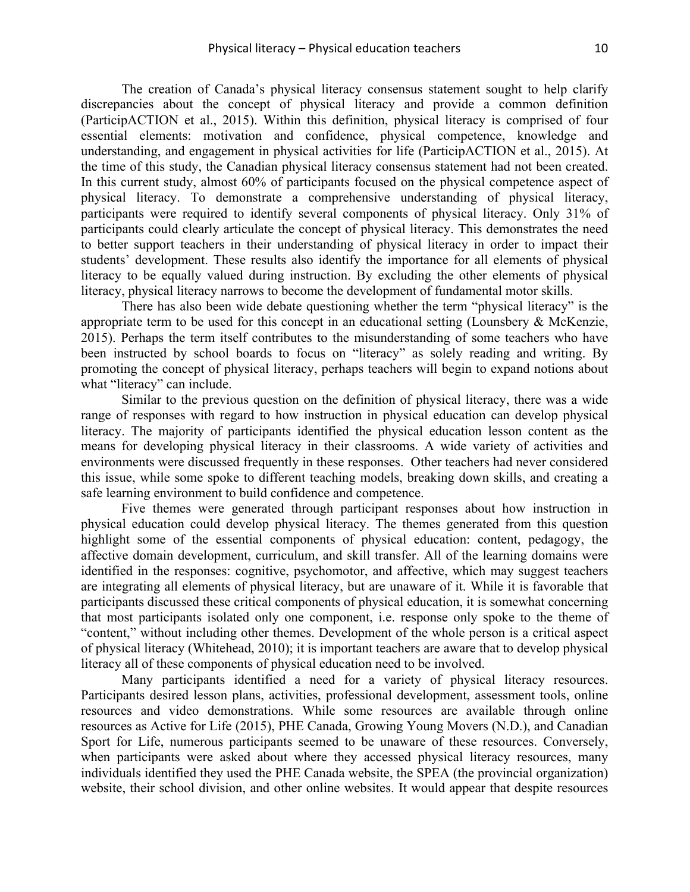The creation of Canada's physical literacy consensus statement sought to help clarify discrepancies about the concept of physical literacy and provide a common definition (ParticipACTION et al., 2015). Within this definition, physical literacy is comprised of four essential elements: motivation and confidence, physical competence, knowledge and understanding, and engagement in physical activities for life (ParticipACTION et al., 2015). At the time of this study, the Canadian physical literacy consensus statement had not been created. In this current study, almost 60% of participants focused on the physical competence aspect of physical literacy. To demonstrate a comprehensive understanding of physical literacy, participants were required to identify several components of physical literacy. Only 31% of participants could clearly articulate the concept of physical literacy. This demonstrates the need to better support teachers in their understanding of physical literacy in order to impact their students' development. These results also identify the importance for all elements of physical literacy to be equally valued during instruction. By excluding the other elements of physical literacy, physical literacy narrows to become the development of fundamental motor skills.

There has also been wide debate questioning whether the term "physical literacy" is the appropriate term to be used for this concept in an educational setting (Lounsbery & McKenzie, 2015). Perhaps the term itself contributes to the misunderstanding of some teachers who have been instructed by school boards to focus on "literacy" as solely reading and writing. By promoting the concept of physical literacy, perhaps teachers will begin to expand notions about what "literacy" can include.

Similar to the previous question on the definition of physical literacy, there was a wide range of responses with regard to how instruction in physical education can develop physical literacy. The majority of participants identified the physical education lesson content as the means for developing physical literacy in their classrooms. A wide variety of activities and environments were discussed frequently in these responses. Other teachers had never considered this issue, while some spoke to different teaching models, breaking down skills, and creating a safe learning environment to build confidence and competence.

Five themes were generated through participant responses about how instruction in physical education could develop physical literacy. The themes generated from this question highlight some of the essential components of physical education: content, pedagogy, the affective domain development, curriculum, and skill transfer. All of the learning domains were identified in the responses: cognitive, psychomotor, and affective, which may suggest teachers are integrating all elements of physical literacy, but are unaware of it. While it is favorable that participants discussed these critical components of physical education, it is somewhat concerning that most participants isolated only one component, i.e. response only spoke to the theme of "content," without including other themes. Development of the whole person is a critical aspect of physical literacy (Whitehead, 2010); it is important teachers are aware that to develop physical literacy all of these components of physical education need to be involved.

Many participants identified a need for a variety of physical literacy resources. Participants desired lesson plans, activities, professional development, assessment tools, online resources and video demonstrations. While some resources are available through online resources as Active for Life (2015), PHE Canada, Growing Young Movers (N.D.), and Canadian Sport for Life, numerous participants seemed to be unaware of these resources. Conversely, when participants were asked about where they accessed physical literacy resources, many individuals identified they used the PHE Canada website, the SPEA (the provincial organization) website, their school division, and other online websites. It would appear that despite resources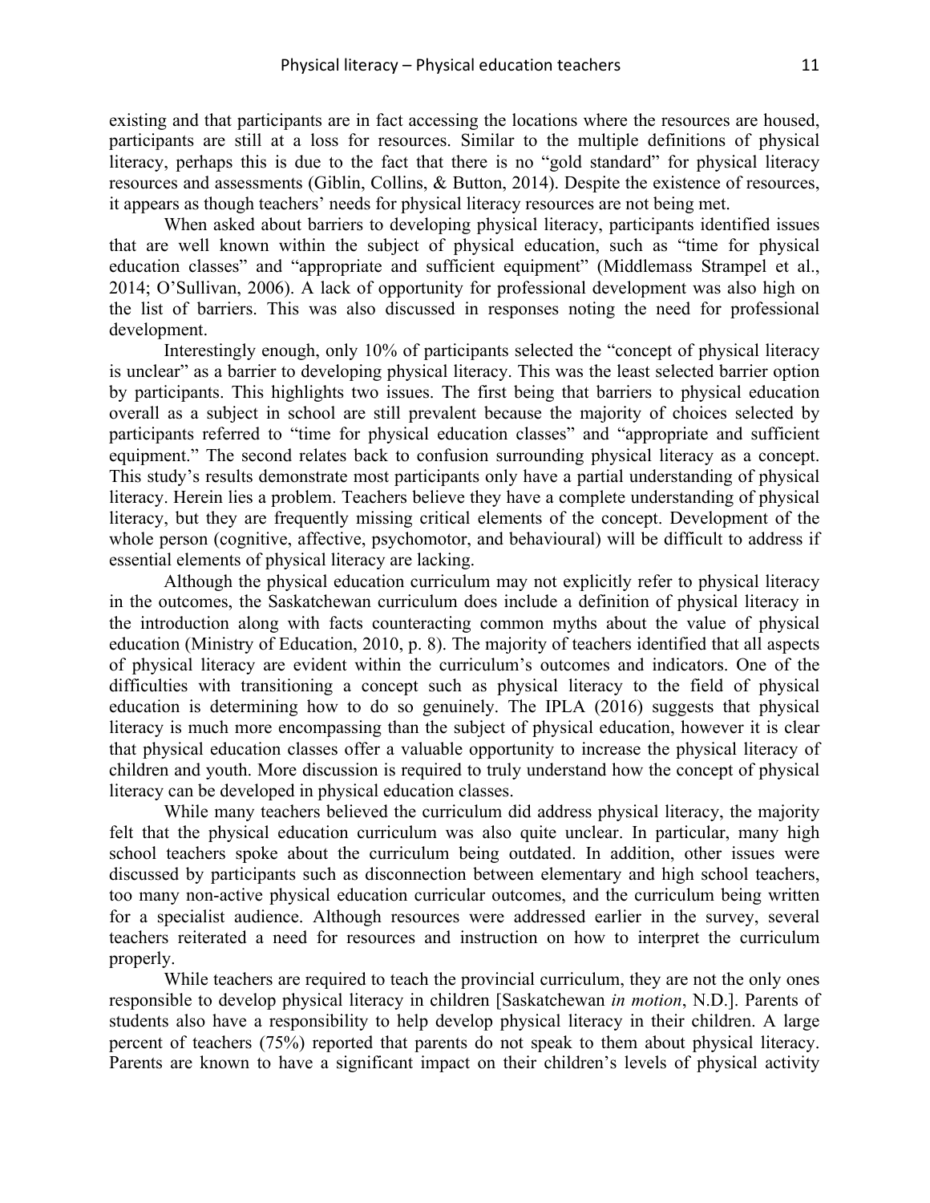existing and that participants are in fact accessing the locations where the resources are housed, participants are still at a loss for resources. Similar to the multiple definitions of physical literacy, perhaps this is due to the fact that there is no "gold standard" for physical literacy resources and assessments (Giblin, Collins, & Button, 2014). Despite the existence of resources, it appears as though teachers' needs for physical literacy resources are not being met.

When asked about barriers to developing physical literacy, participants identified issues that are well known within the subject of physical education, such as "time for physical education classes" and "appropriate and sufficient equipment" (Middlemass Strampel et al., 2014; O'Sullivan, 2006). A lack of opportunity for professional development was also high on the list of barriers. This was also discussed in responses noting the need for professional development.

Interestingly enough, only 10% of participants selected the "concept of physical literacy is unclear" as a barrier to developing physical literacy. This was the least selected barrier option by participants. This highlights two issues. The first being that barriers to physical education overall as a subject in school are still prevalent because the majority of choices selected by participants referred to "time for physical education classes" and "appropriate and sufficient equipment." The second relates back to confusion surrounding physical literacy as a concept. This study's results demonstrate most participants only have a partial understanding of physical literacy. Herein lies a problem. Teachers believe they have a complete understanding of physical literacy, but they are frequently missing critical elements of the concept. Development of the whole person (cognitive, affective, psychomotor, and behavioural) will be difficult to address if essential elements of physical literacy are lacking.

Although the physical education curriculum may not explicitly refer to physical literacy in the outcomes, the Saskatchewan curriculum does include a definition of physical literacy in the introduction along with facts counteracting common myths about the value of physical education (Ministry of Education, 2010, p. 8). The majority of teachers identified that all aspects of physical literacy are evident within the curriculum's outcomes and indicators. One of the difficulties with transitioning a concept such as physical literacy to the field of physical education is determining how to do so genuinely. The IPLA (2016) suggests that physical literacy is much more encompassing than the subject of physical education, however it is clear that physical education classes offer a valuable opportunity to increase the physical literacy of children and youth. More discussion is required to truly understand how the concept of physical literacy can be developed in physical education classes.

While many teachers believed the curriculum did address physical literacy, the majority felt that the physical education curriculum was also quite unclear. In particular, many high school teachers spoke about the curriculum being outdated. In addition, other issues were discussed by participants such as disconnection between elementary and high school teachers, too many non-active physical education curricular outcomes, and the curriculum being written for a specialist audience. Although resources were addressed earlier in the survey, several teachers reiterated a need for resources and instruction on how to interpret the curriculum properly.

While teachers are required to teach the provincial curriculum, they are not the only ones responsible to develop physical literacy in children [Saskatchewan *in motion*, N.D.]. Parents of students also have a responsibility to help develop physical literacy in their children. A large percent of teachers (75%) reported that parents do not speak to them about physical literacy. Parents are known to have a significant impact on their children's levels of physical activity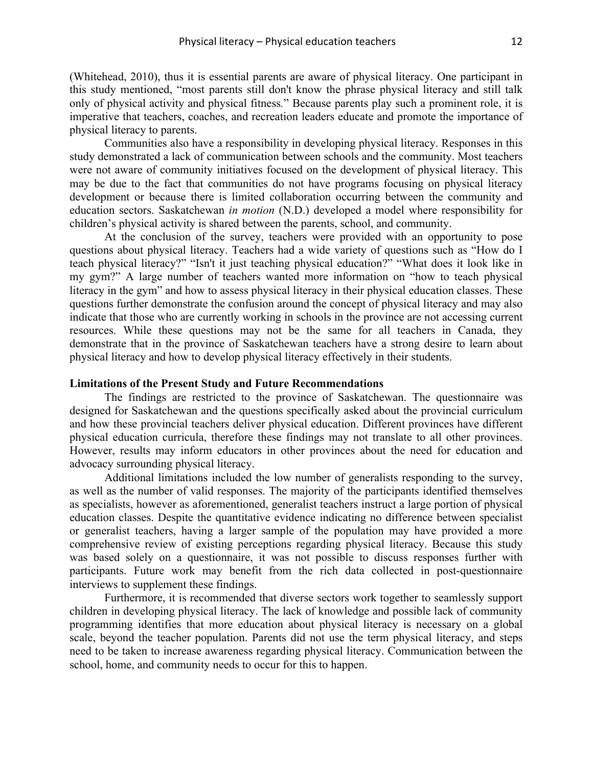(Whitehead, 2010), thus it is essential parents are aware of physical literacy. One participant in this study mentioned, "most parents still don't know the phrase physical literacy and still talk only of physical activity and physical fitness." Because parents play such a prominent role, it is imperative that teachers, coaches, and recreation leaders educate and promote the importance of physical literacy to parents.

Communities also have a responsibility in developing physical literacy. Responses in this study demonstrated a lack of communication between schools and the community. Most teachers were not aware of community initiatives focused on the development of physical literacy. This may be due to the fact that communities do not have programs focusing on physical literacy development or because there is limited collaboration occurring between the community and education sectors. Saskatchewan *in motion* (N.D.) developed a model where responsibility for children's physical activity is shared between the parents, school, and community.

At the conclusion of the survey, teachers were provided with an opportunity to pose questions about physical literacy. Teachers had a wide variety of questions such as "How do I teach physical literacy?" "Isn't it just teaching physical education?" "What does it look like in my gym?" A large number of teachers wanted more information on "how to teach physical literacy in the gym" and how to assess physical literacy in their physical education classes. These questions further demonstrate the confusion around the concept of physical literacy and may also indicate that those who are currently working in schools in the province are not accessing current resources. While these questions may not be the same for all teachers in Canada, they demonstrate that in the province of Saskatchewan teachers have a strong desire to learn about physical literacy and how to develop physical literacy effectively in their students.

**Limitations of the Present Study and Future Recommendations**

The findings are restricted to the province of Saskatchewan. The questionnaire was designed for Saskatchewan and the questions specifically asked about the provincial curriculum and how these provincial teachers deliver physical education. Different provinces have different physical education curricula, therefore these findings may not translate to all other provinces. However, results may inform educators in other provinces about the need for education and advocacy surrounding physical literacy.

Additional limitations included the low number of generalists responding to the survey, as well as the number of valid responses. The majority of the participants identified themselves as specialists, however as aforementioned, generalist teachers instruct a large portion of physical education classes. Despite the quantitative evidence indicating no difference between specialist or generalist teachers, having a larger sample of the population may have provided a more comprehensive review of existing perceptions regarding physical literacy. Because this study was based solely on a questionnaire, it was not possible to discuss responses further with participants. Future work may benefit from the rich data collected in post-questionnaire interviews to supplement these findings.

Furthermore, it is recommended that diverse sectors work together to seamlessly support children in developing physical literacy. The lack of knowledge and possible lack of community programming identifies that more education about physical literacy is necessary on a global scale, beyond the teacher population. Parents did not use the term physical literacy, and steps need to be taken to increase awareness regarding physical literacy. Communication between the school, home, and community needs to occur for this to happen.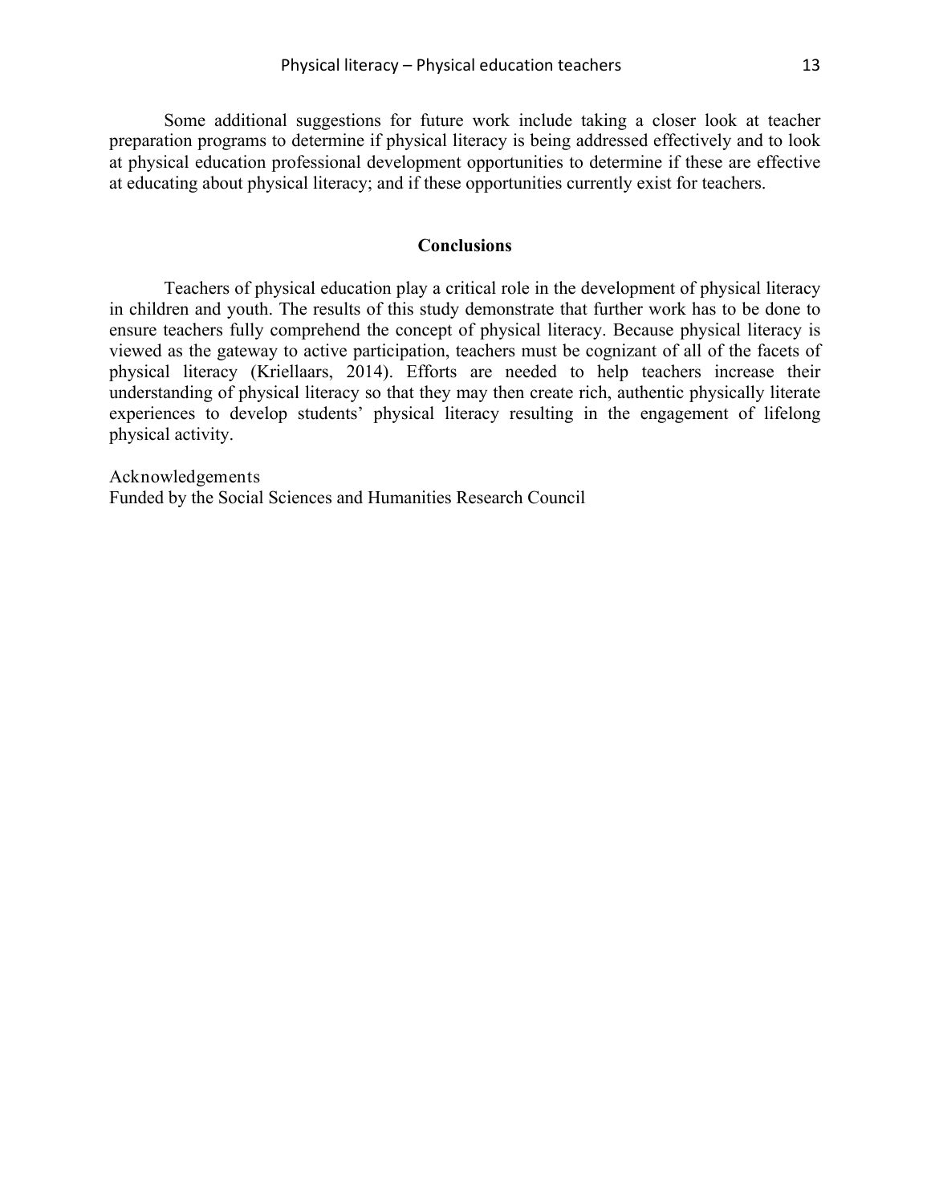Some additional suggestions for future work include taking a closer look at teacher preparation programs to determine if physical literacy is being addressed effectively and to look at physical education professional development opportunities to determine if these are effective at educating about physical literacy; and if these opportunities currently exist for teachers.

## Conclusions

Teachers of physical education play a critical role in the development of physical literacy in children and youth. The results of this study demonstrate that further work has to be done to ensure teachers fully comprehend the concept of physical literacy. Because physical literacy is viewed as the gateway to active participation, teachers must be cognizant of all of the facets of physical literacy (Kriellaars, 2014). Efforts are needed to help teachers increase their understanding of physical literacy so that they may then create rich, authentic physically literate experiences to develop students' physical literacy resulting in the engagement of lifelong physical activity.

Acknowledgements
Funded by the Social Sciences and Humanities Research Council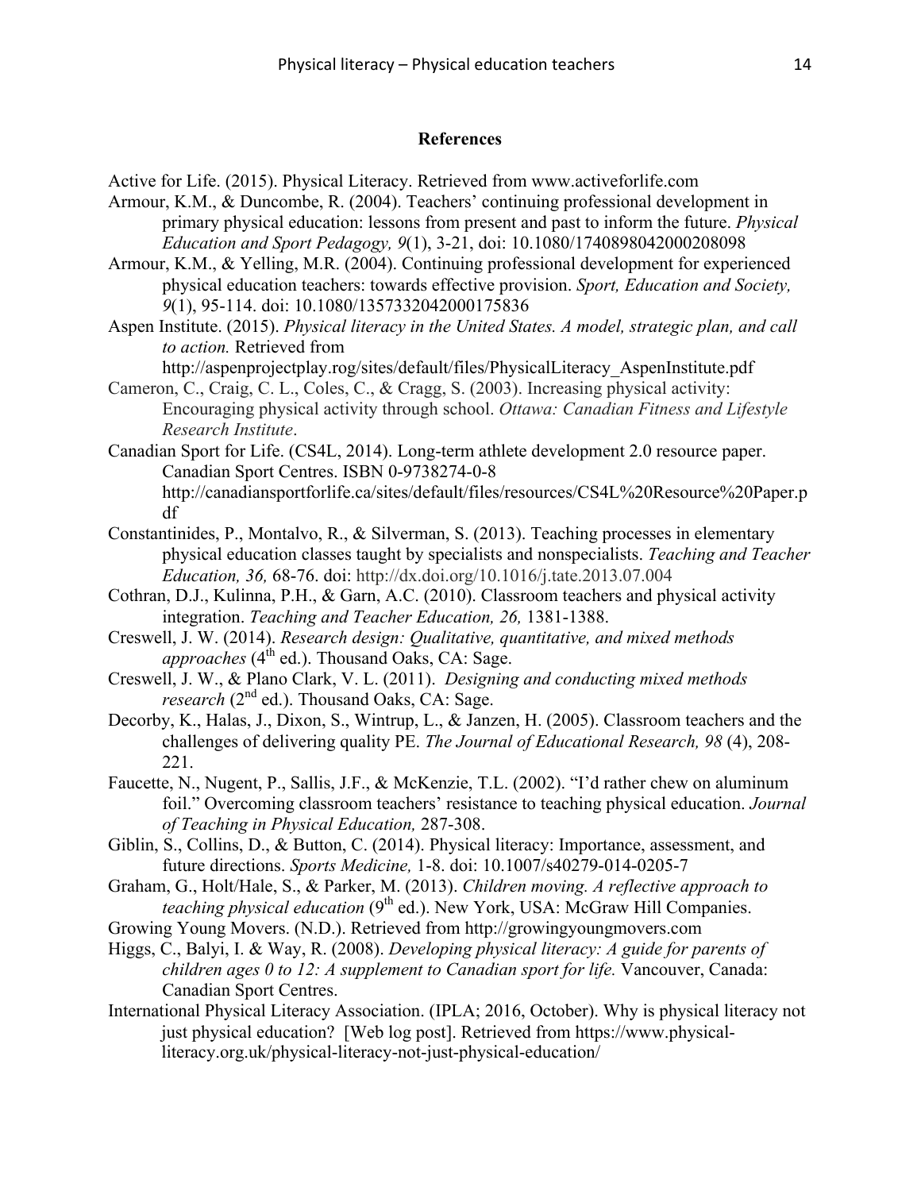## References

Active for Life. (2015). Physical Literacy. Retrieved from www.activeforlife.com

Armour, K.M., & Duncombe, R. (2004). Teachers' continuing professional development in primary physical education: lessons from present and past to inform the future. *Physical Education and Sport Pedagogy, 9*(1), 3-21, doi: 10.1080/1740898042000208098

Armour, K.M., & Yelling, M.R. (2004). Continuing professional development for experienced physical education teachers: towards effective provision. *Sport, Education and Society, 9*(1), 95-114. doi: 10.1080/1357332042000175836

Aspen Institute. (2015). *Physical literacy in the United States. A model, strategic plan, and call to action.* Retrieved from http://aspenprojectplay.rog/sites/default/files/PhysicalLiteracy_AspenInstitute.pdf

Cameron, C., Craig, C. L., Coles, C., & Cragg, S. (2003). Increasing physical activity: Encouraging physical activity through school. *Ottawa: Canadian Fitness and Lifestyle Research Institute*.

Canadian Sport for Life. (CS4L, 2014). Long-term athlete development 2.0 resource paper. Canadian Sport Centres. ISBN 0-9738274-0-8 http://canadiansportforlife.ca/sites/default/files/resources/CS4L%20Resource%20Paper.pdf

Constantinides, P., Montalvo, R., & Silverman, S. (2013). Teaching processes in elementary physical education classes taught by specialists and nonspecialists. *Teaching and Teacher Education, 36,* 68-76. doi: http://dx.doi.org/10.1016/j.tate.2013.07.004

Cothran, D.J., Kulinna, P.H., & Garn, A.C. (2010). Classroom teachers and physical activity integration. *Teaching and Teacher Education, 26,* 1381-1388.

Creswell, J. W. (2014). *Research design: Qualitative, quantitative, and mixed methods approaches* (4th ed.). Thousand Oaks, CA: Sage.

Creswell, J. W., & Plano Clark, V. L. (2011). *Designing and conducting mixed methods research* (2nd ed.). Thousand Oaks, CA: Sage.

Decorby, K., Halas, J., Dixon, S., Wintrup, L., & Janzen, H. (2005). Classroom teachers and the challenges of delivering quality PE. *The Journal of Educational Research, 98* (4), 208-221.

Faucette, N., Nugent, P., Sallis, J.F., & McKenzie, T.L. (2002). "I'd rather chew on aluminum foil." Overcoming classroom teachers' resistance to teaching physical education. *Journal of Teaching in Physical Education,* 287-308.

Giblin, S., Collins, D., & Button, C. (2014). Physical literacy: Importance, assessment, and future directions. *Sports Medicine,* 1-8. doi: 10.1007/s40279-014-0205-7

Graham, G., Holt/Hale, S., & Parker, M. (2013). *Children moving. A reflective approach to teaching physical education* (9th ed.). New York, USA: McGraw Hill Companies.

Growing Young Movers. (N.D.). Retrieved from http://growingyoungmovers.com

Higgs, C., Balyi, I. & Way, R. (2008). *Developing physical literacy: A guide for parents of children ages 0 to 12: A supplement to Canadian sport for life.* Vancouver, Canada: Canadian Sport Centres.

International Physical Literacy Association. (IPLA; 2016, October). Why is physical literacy not just physical education? [Web log post]. Retrieved from https://www.physical-literacy.org.uk/physical-literacy-not-just-physical-education/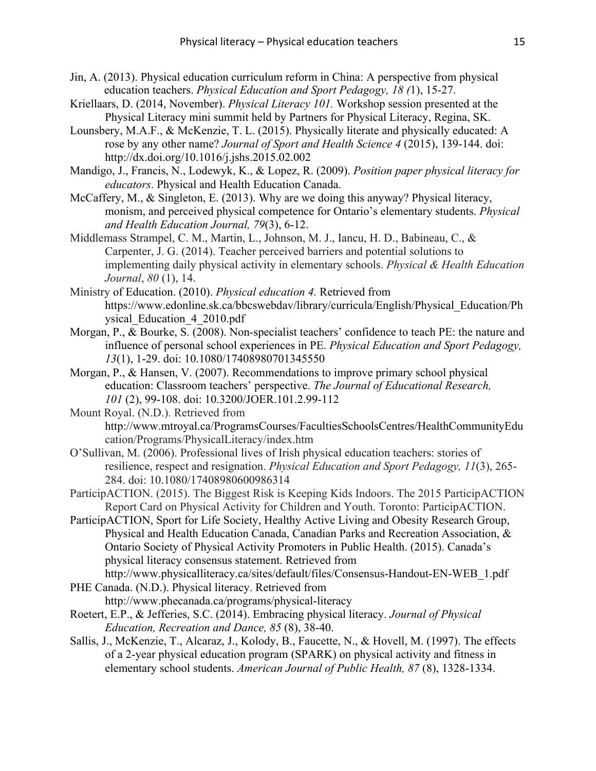Jin, A. (2013). Physical education curriculum reform in China: A perspective from physical education teachers. *Physical Education and Sport Pedagogy, 18 (*1), 15-27.

Kriellaars, D. (2014, November). *Physical Literacy 101.* Workshop session presented at the Physical Literacy mini summit held by Partners for Physical Literacy, Regina, SK.

Lounsbery, M.A.F., & McKenzie, T. L. (2015). Physically literate and physically educated: A rose by any other name? *Journal of Sport and Health Science 4* (2015), 139-144. doi: http://dx.doi.org/10.1016/j.jshs.2015.02.002

Mandigo, J., Francis, N., Lodewyk, K., & Lopez, R. (2009). *Position paper physical literacy for educators*. Physical and Health Education Canada.

McCaffery, M., & Singleton, E. (2013). Why are we doing this anyway? Physical literacy, monism, and perceived physical competence for Ontario's elementary students. *Physical and Health Education Journal, 79*(3), 6-12.

Middlemass Strampel, C. M., Martin, L., Johnson, M. J., Iancu, H. D., Babineau, C., & Carpenter, J. G. (2014). Teacher perceived barriers and potential solutions to implementing daily physical activity in elementary schools. *Physical & Health Education Journal*, *80* (1), 14.

Ministry of Education. (2010). *Physical education 4.* Retrieved from https://www.edonline.sk.ca/bbcswebdav/library/curricula/English/Physical_Education/Physical_Education_4_2010.pdf

Morgan, P., & Bourke, S. (2008). Non-specialist teachers' confidence to teach PE: the nature and influence of personal school experiences in PE. *Physical Education and Sport Pedagogy, 13*(1), 1-29. doi: 10.1080/17408980701345550

Morgan, P., & Hansen, V. (2007). Recommendations to improve primary school physical education: Classroom teachers' perspective. *The Journal of Educational Research, 101* (2), 99-108. doi: 10.3200/JOER.101.2.99-112

Mount Royal. (N.D.). Retrieved from http://www.mtroyal.ca/ProgramsCourses/FacultiesSchoolsCentres/HealthCommunityEducation/Programs/PhysicalLiteracy/index.htm

O'Sullivan, M. (2006). Professional lives of Irish physical education teachers: stories of resilience, respect and resignation. *Physical Education and Sport Pedagogy, 11*(3), 265-284. doi: 10.1080/17408980600986314

ParticipACTION. (2015). The Biggest Risk is Keeping Kids Indoors. The 2015 ParticipACTION Report Card on Physical Activity for Children and Youth. Toronto: ParticipACTION.

ParticipACTION, Sport for Life Society, Healthy Active Living and Obesity Research Group, Physical and Health Education Canada, Canadian Parks and Recreation Association, & Ontario Society of Physical Activity Promoters in Public Health. (2015). Canada's physical literacy consensus statement. Retrieved from http://www.physicalliteracy.ca/sites/default/files/Consensus-Handout-EN-WEB_1.pdf

PHE Canada. (N.D.). Physical literacy. Retrieved from http://www.phecanada.ca/programs/physical-literacy

Roetert, E.P., & Jefferies, S.C. (2014). Embracing physical literacy. *Journal of Physical Education, Recreation and Dance, 85* (8), 38-40.

Sallis, J., McKenzie, T., Alcaraz, J., Kolody, B., Faucette, N., & Hovell, M. (1997). The effects of a 2-year physical education program (SPARK) on physical activity and fitness in elementary school students. *American Journal of Public Health, 87* (8), 1328-1334.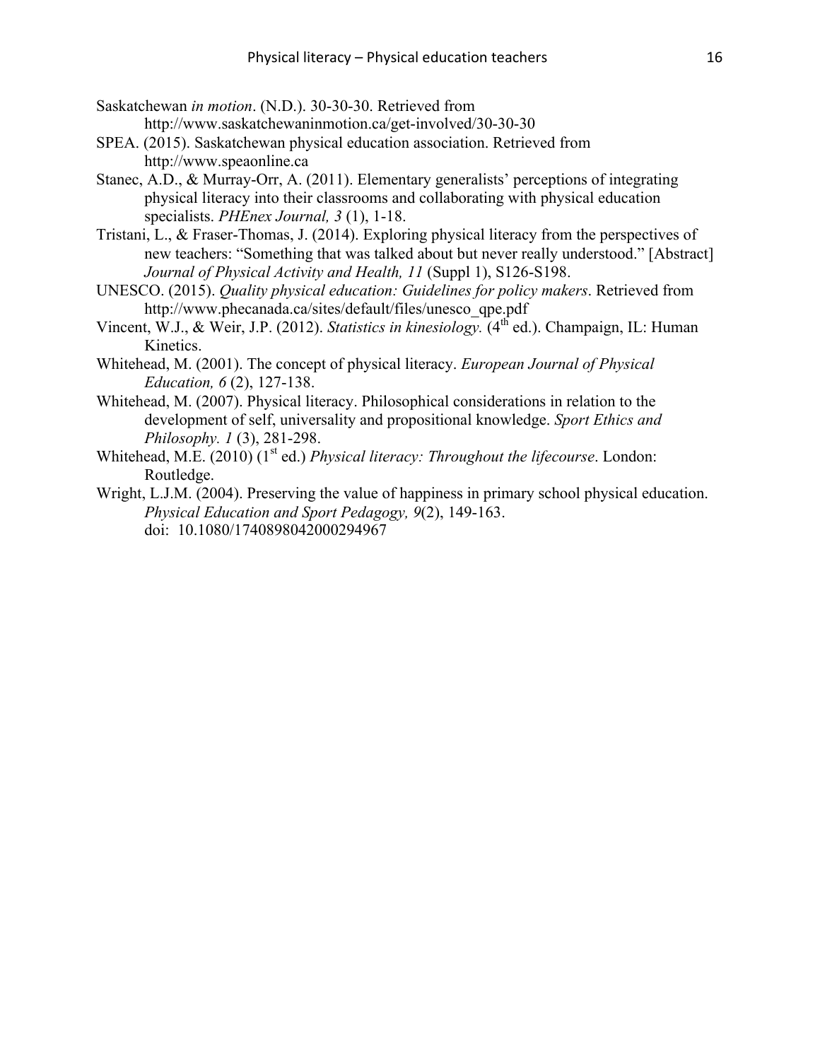Saskatchewan *in motion*. (N.D.). 30-30-30. Retrieved from http://www.saskatchewaninmotion.ca/get-involved/30-30-30

SPEA. (2015). Saskatchewan physical education association. Retrieved from http://www.speaonline.ca

Stanec, A.D., & Murray-Orr, A. (2011). Elementary generalists' perceptions of integrating physical literacy into their classrooms and collaborating with physical education specialists. *PHEnex Journal, 3* (1), 1-18.

Tristani, L., & Fraser-Thomas, J. (2014). Exploring physical literacy from the perspectives of new teachers: "Something that was talked about but never really understood." [Abstract] *Journal of Physical Activity and Health, 11* (Suppl 1), S126-S198.

UNESCO. (2015). *Quality physical education: Guidelines for policy makers*. Retrieved from http://www.phecanada.ca/sites/default/files/unesco_qpe.pdf

Vincent, W.J., & Weir, J.P. (2012). *Statistics in kinesiology.* (4th ed.). Champaign, IL: Human Kinetics.

Whitehead, M. (2001). The concept of physical literacy. *European Journal of Physical Education, 6* (2), 127-138.

Whitehead, M. (2007). Physical literacy. Philosophical considerations in relation to the development of self, universality and propositional knowledge. *Sport Ethics and Philosophy. 1* (3), 281-298.

Whitehead, M.E. (2010) (1st ed.) *Physical literacy: Throughout the lifecourse*. London: Routledge.

Wright, L.J.M. (2004). Preserving the value of happiness in primary school physical education. *Physical Education and Sport Pedagogy, 9*(2), 149-163. doi: 10.1080/1740898042000294967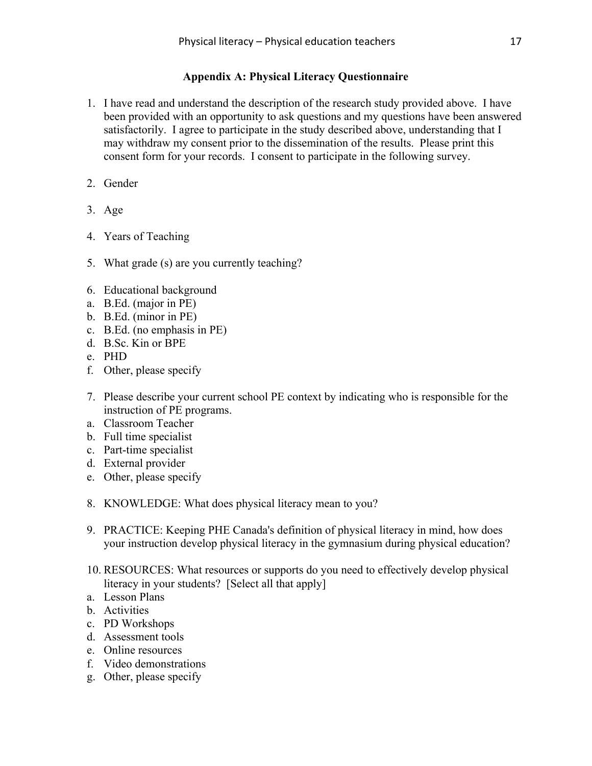## Appendix A: Physical Literacy Questionnaire

1. I have read and understand the description of the research study provided above. I have been provided with an opportunity to ask questions and my questions have been answered satisfactorily. I agree to participate in the study described above, understanding that I may withdraw my consent prior to the dissemination of the results. Please print this consent form for your records. I consent to participate in the following survey.

2. Gender

3. Age

4. Years of Teaching

5. What grade (s) are you currently teaching?

6. Educational background
   a. B.Ed. (major in PE)
   b. B.Ed. (minor in PE)
   c. B.Ed. (no emphasis in PE)
   d. B.Sc. Kin or BPE
   e. PHD
   f. Other, please specify

7. Please describe your current school PE context by indicating who is responsible for the instruction of PE programs.
   a. Classroom Teacher
   b. Full time specialist
   c. Part-time specialist
   d. External provider
   e. Other, please specify

8. KNOWLEDGE: What does physical literacy mean to you?

9. PRACTICE: Keeping PHE Canada's definition of physical literacy in mind, how does your instruction develop physical literacy in the gymnasium during physical education?

10. RESOURCES: What resources or supports do you need to effectively develop physical literacy in your students? [Select all that apply]
    a. Lesson Plans
    b. Activities
    c. PD Workshops
    d. Assessment tools
    e. Online resources
    f. Video demonstrations
    g. Other, please specify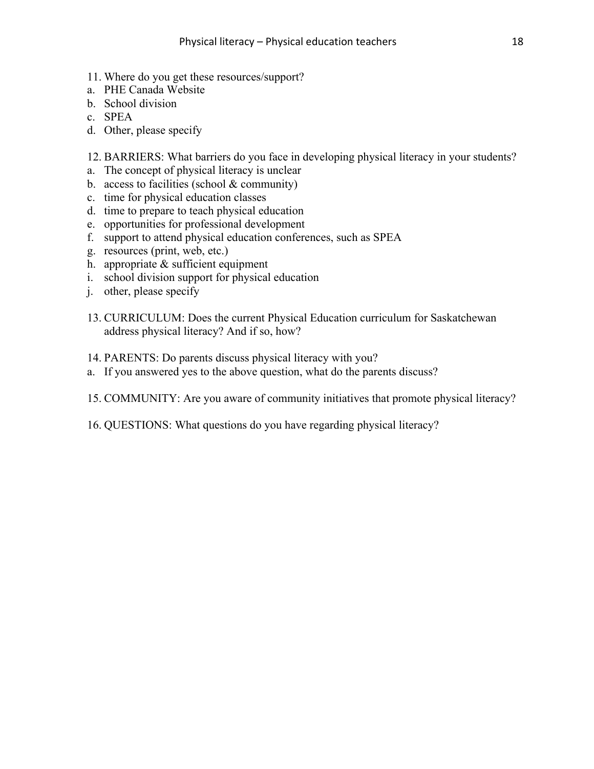11. Where do you get these resources/support?
   a. PHE Canada Website
   b. School division
   c. SPEA
   d. Other, please specify

12. BARRIERS: What barriers do you face in developing physical literacy in your students?
   a. The concept of physical literacy is unclear
   b. access to facilities (school & community)
   c. time for physical education classes
   d. time to prepare to teach physical education
   e. opportunities for professional development
   f. support to attend physical education conferences, such as SPEA
   g. resources (print, web, etc.)
   h. appropriate & sufficient equipment
   i. school division support for physical education
   j. other, please specify

13. CURRICULUM: Does the current Physical Education curriculum for Saskatchewan address physical literacy? And if so, how?

14. PARENTS: Do parents discuss physical literacy with you?
   a. If you answered yes to the above question, what do the parents discuss?

15. COMMUNITY: Are you aware of community initiatives that promote physical literacy?

16. QUESTIONS: What questions do you have regarding physical literacy?